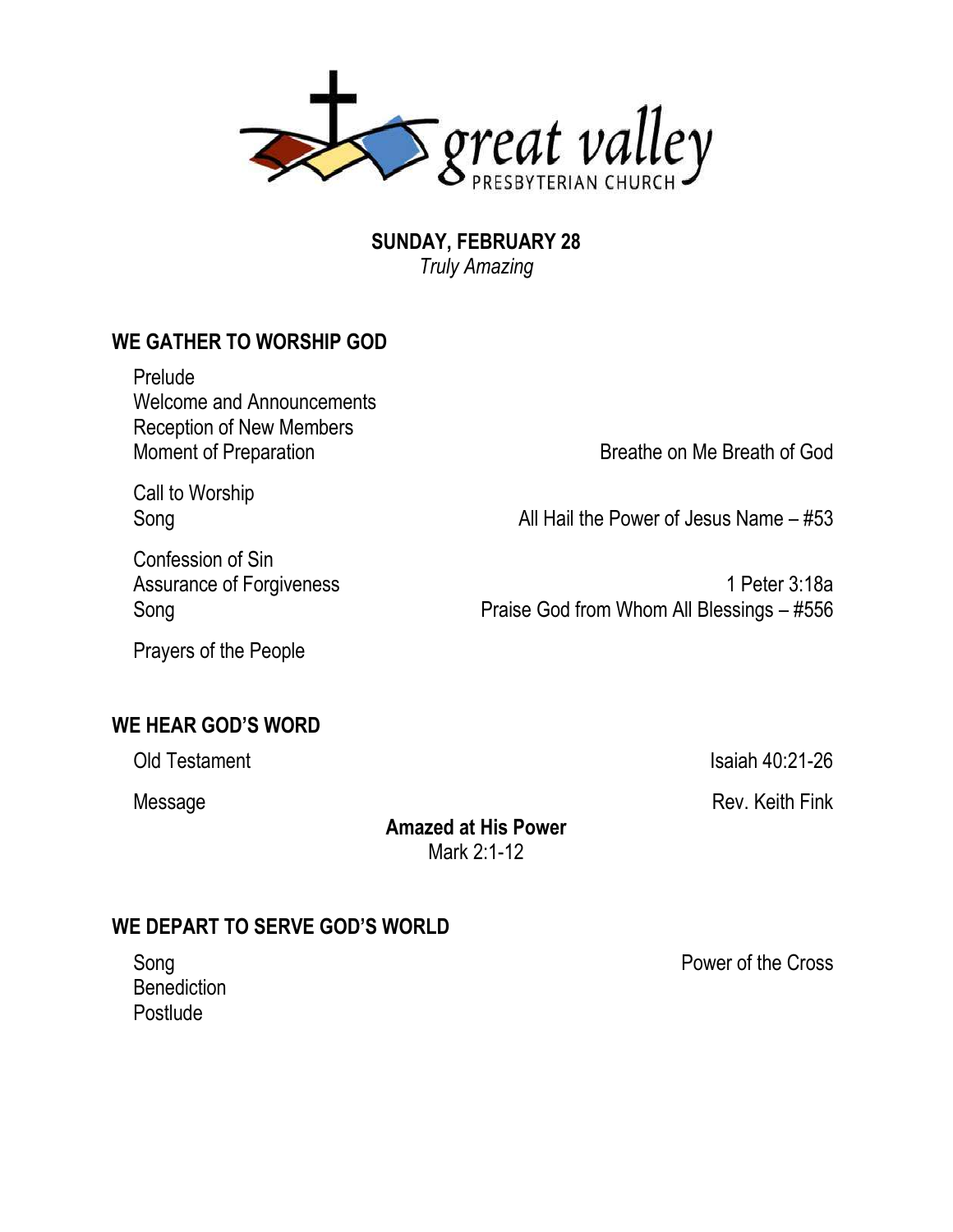great valley
PRESBYTERIAN CHURCH

**SUNDAY, FEBRUARY 28**
*Truly Amazing*

## WE GATHER TO WORSHIP GOD

Prelude
Welcome and Announcements
Reception of New Members
Moment of Preparation — Breathe on Me Breath of God

Call to Worship
Song — All Hail the Power of Jesus Name – #53

Confession of Sin
Assurance of Forgiveness — 1 Peter 3:18a
Song — Praise God from Whom All Blessings – #556

Prayers of the People

## WE HEAR GOD'S WORD

Old Testament — Isaiah 40:21-26

Message — Rev. Keith Fink

**Amazed at His Power**
Mark 2:1-12

## WE DEPART TO SERVE GOD'S WORLD

Song — Power of the Cross
Benediction
Postlude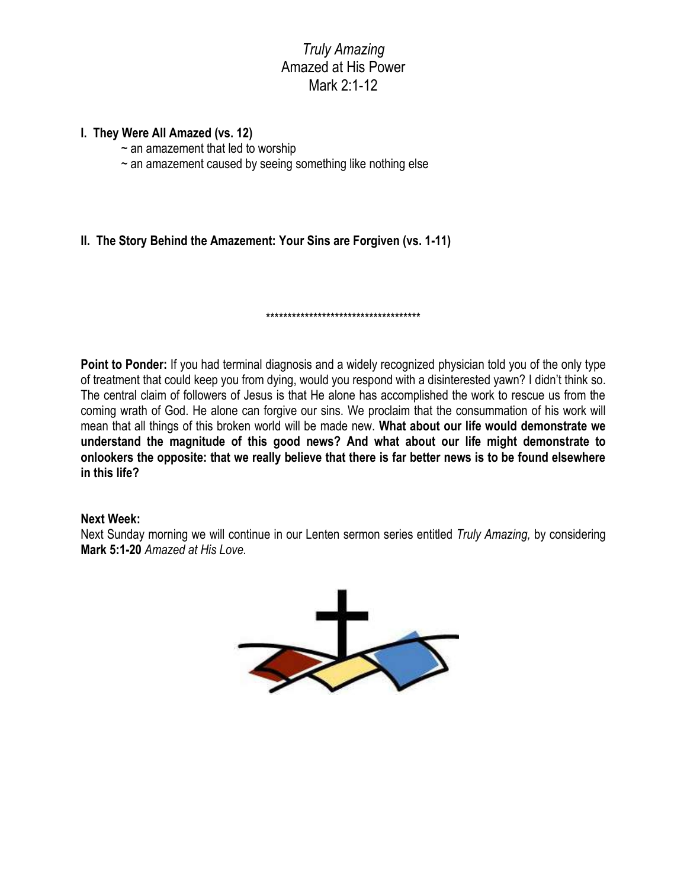*Truly Amazing*
Amazed at His Power
Mark 2:1-12

**I. They Were All Amazed (vs. 12)**

~ an amazement that led to worship
~ an amazement caused by seeing something like nothing else

**II. The Story Behind the Amazement: Your Sins are Forgiven (vs. 1-11)**

************************************

**Point to Ponder:** If you had terminal diagnosis and a widely recognized physician told you of the only type of treatment that could keep you from dying, would you respond with a disinterested yawn? I didn't think so. The central claim of followers of Jesus is that He alone has accomplished the work to rescue us from the coming wrath of God. He alone can forgive our sins. We proclaim that the consummation of his work will mean that all things of this broken world will be made new. **What about our life would demonstrate we understand the magnitude of this good news? And what about our life might demonstrate to onlookers the opposite: that we really believe that there is far better news is to be found elsewhere in this life?**

**Next Week:**
Next Sunday morning we will continue in our Lenten sermon series entitled *Truly Amazing,* by considering **Mark 5:1-20** *Amazed at His Love.*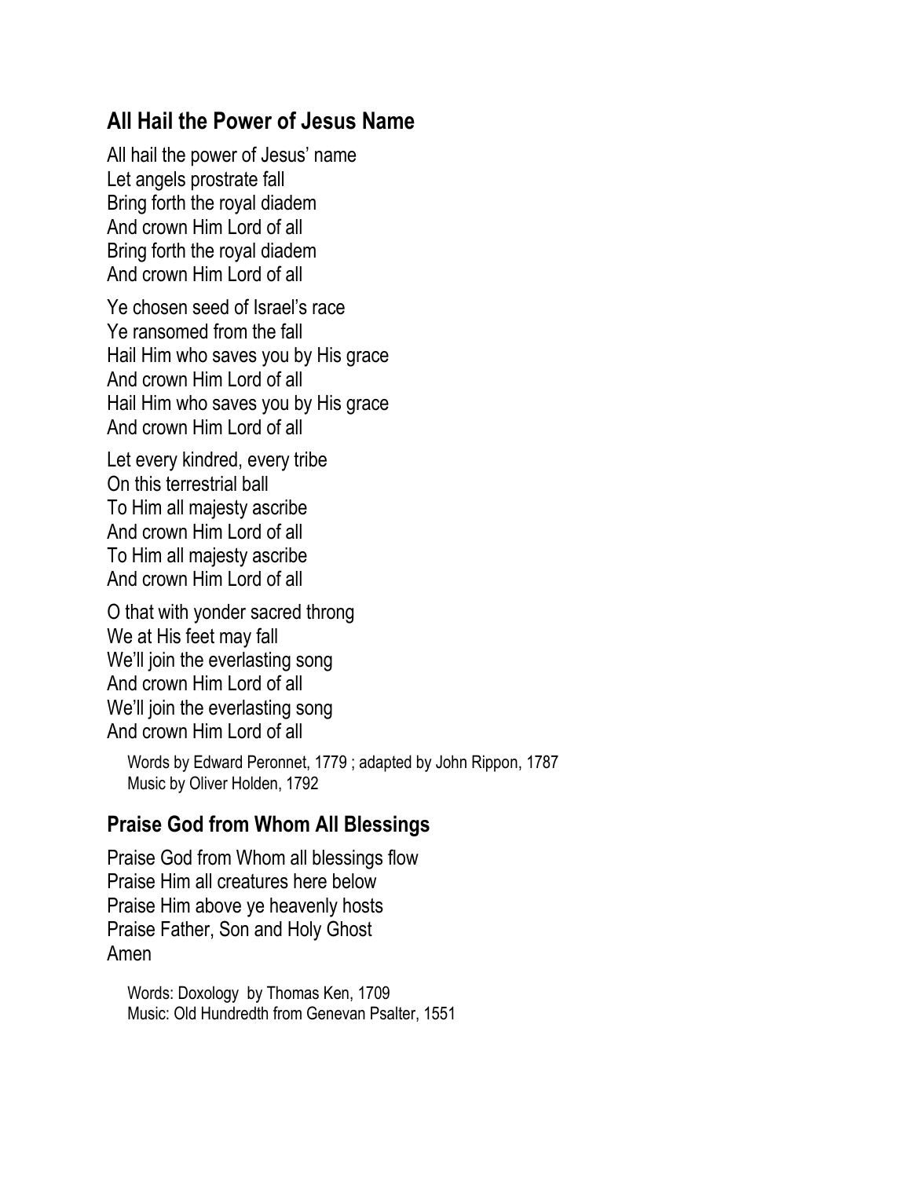## All Hail the Power of Jesus Name

All hail the power of Jesus' name
Let angels prostrate fall
Bring forth the royal diadem
And crown Him Lord of all
Bring forth the royal diadem
And crown Him Lord of all

Ye chosen seed of Israel's race
Ye ransomed from the fall
Hail Him who saves you by His grace
And crown Him Lord of all
Hail Him who saves you by His grace
And crown Him Lord of all

Let every kindred, every tribe
On this terrestrial ball
To Him all majesty ascribe
And crown Him Lord of all
To Him all majesty ascribe
And crown Him Lord of all

O that with yonder sacred throng
We at His feet may fall
We'll join the everlasting song
And crown Him Lord of all
We'll join the everlasting song
And crown Him Lord of all

Words by Edward Peronnet, 1779 ; adapted by John Rippon, 1787
Music by Oliver Holden, 1792

## Praise God from Whom All Blessings

Praise God from Whom all blessings flow
Praise Him all creatures here below
Praise Him above ye heavenly hosts
Praise Father, Son and Holy Ghost
Amen

Words: Doxology by Thomas Ken, 1709
Music: Old Hundredth from Genevan Psalter, 1551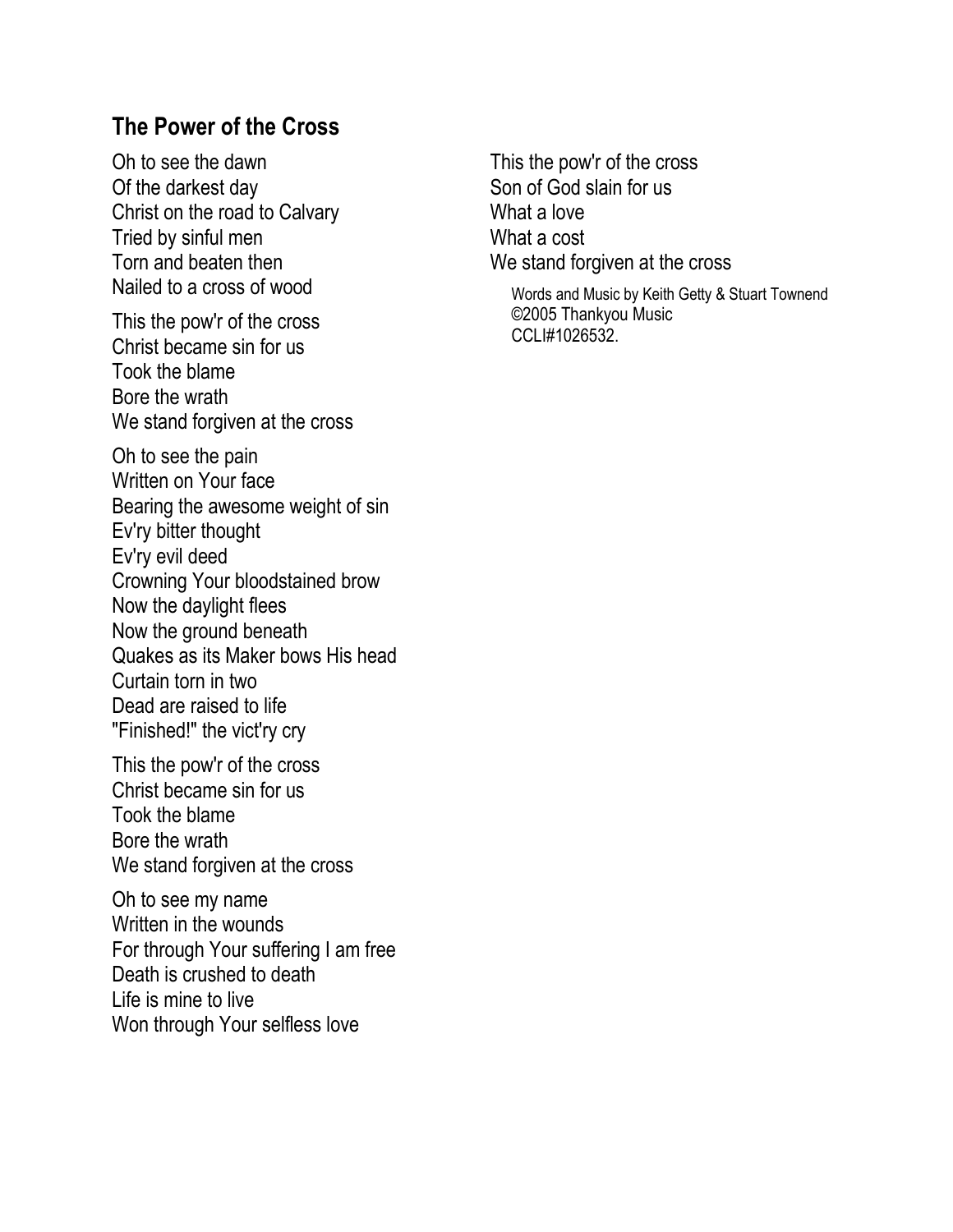## The Power of the Cross

Oh to see the dawn
Of the darkest day
Christ on the road to Calvary
Tried by sinful men
Torn and beaten then
Nailed to a cross of wood

This the pow'r of the cross
Christ became sin for us
Took the blame
Bore the wrath
We stand forgiven at the cross

Oh to see the pain
Written on Your face
Bearing the awesome weight of sin
Ev'ry bitter thought
Ev'ry evil deed
Crowning Your bloodstained brow
Now the daylight flees
Now the ground beneath
Quakes as its Maker bows His head
Curtain torn in two
Dead are raised to life
"Finished!" the vict'ry cry

This the pow'r of the cross
Christ became sin for us
Took the blame
Bore the wrath
We stand forgiven at the cross

Oh to see my name
Written in the wounds
For through Your suffering I am free
Death is crushed to death
Life is mine to live
Won through Your selfless love

This the pow'r of the cross
Son of God slain for us
What a love
What a cost
We stand forgiven at the cross

Words and Music by Keith Getty & Stuart Townend
©2005 Thankyou Music
CCLI#1026532.